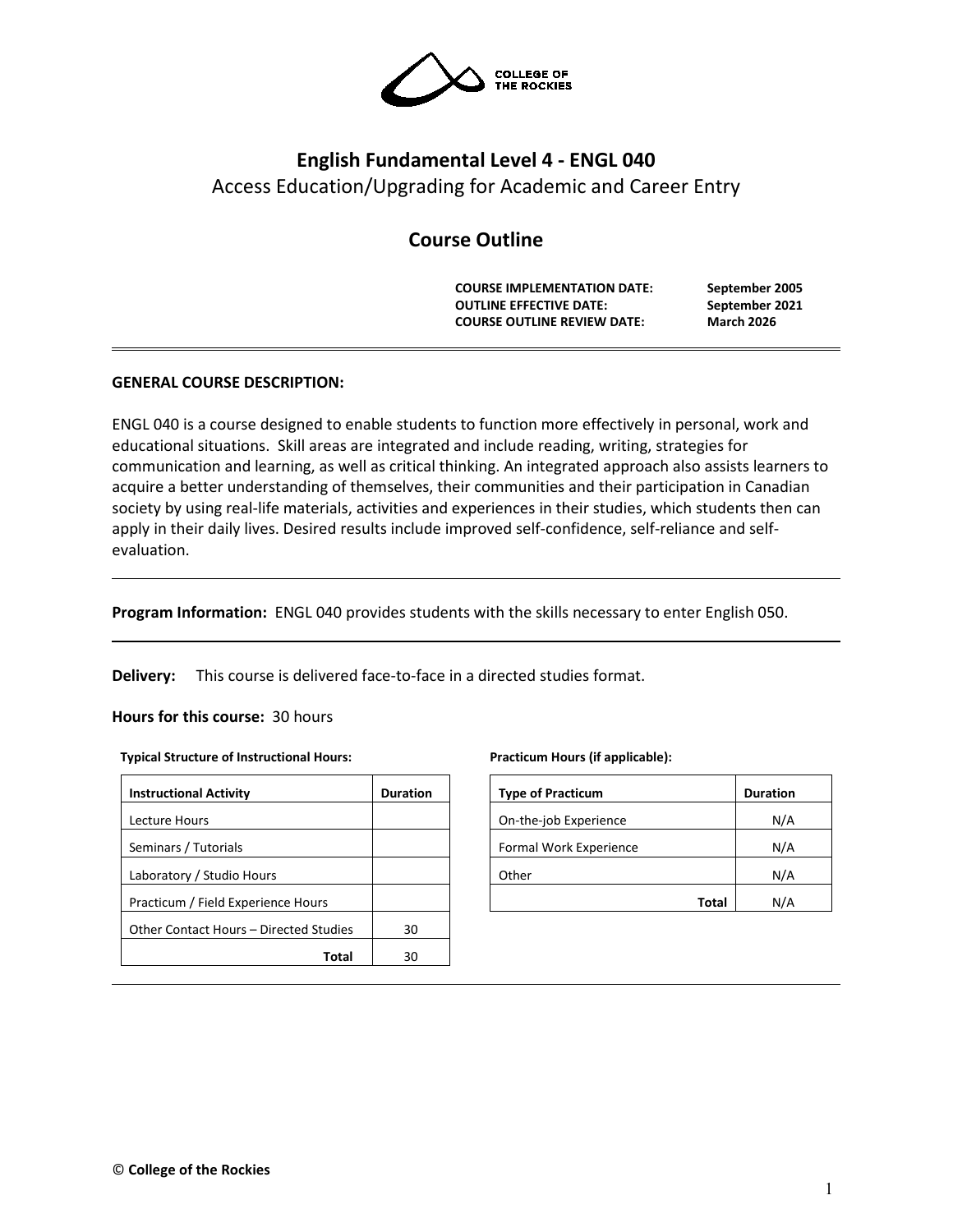COLLEGE OF THE ROCKIES

# English Fundamental Level 4 - ENGL 040

Access Education/Upgrading for Academic and Career Entry

## Course Outline

**COURSE IMPLEMENTATION DATE:** September 2005
**OUTLINE EFFECTIVE DATE:** September 2021
**COURSE OUTLINE REVIEW DATE:** March 2026

---

**GENERAL COURSE DESCRIPTION:**

ENGL 040 is a course designed to enable students to function more effectively in personal, work and educational situations. Skill areas are integrated and include reading, writing, strategies for communication and learning, as well as critical thinking. An integrated approach also assists learners to acquire a better understanding of themselves, their communities and their participation in Canadian society by using real-life materials, activities and experiences in their studies, which students then can apply in their daily lives. Desired results include improved self-confidence, self-reliance and self-evaluation.

---

**Program Information:** ENGL 040 provides students with the skills necessary to enter English 050.

---

**Delivery:** This course is delivered face-to-face in a directed studies format.

**Hours for this course:** 30 hours

**Typical Structure of Instructional Hours:**

| Instructional Activity | Duration |
|---|---|
| Lecture Hours | |
| Seminars / Tutorials | |
| Laboratory / Studio Hours | |
| Practicum / Field Experience Hours | |
| Other Contact Hours – Directed Studies | 30 |
| **Total** | 30 |

**Practicum Hours (if applicable):**

| Type of Practicum | Duration |
|---|---|
| On-the-job Experience | N/A |
| Formal Work Experience | N/A |
| Other | N/A |
| **Total** | N/A |

© College of the Rockies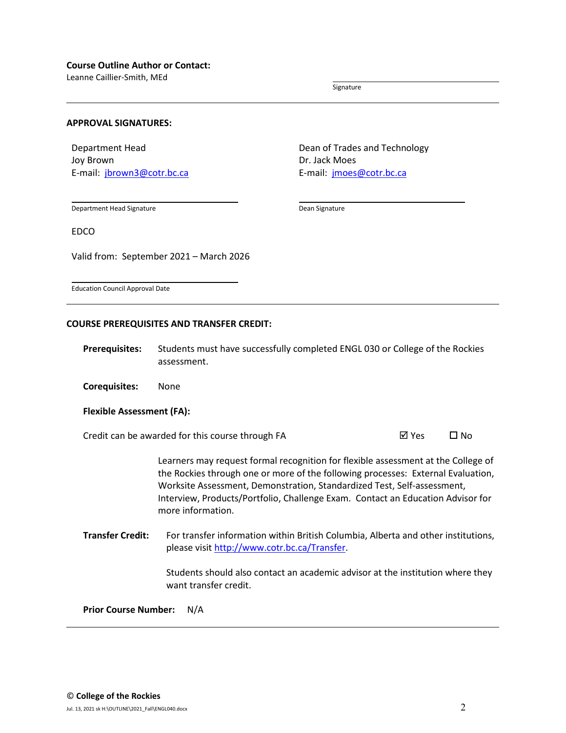**Course Outline Author or Contact:**

Leanne Caillier-Smith, MEd

Signature

---

**APPROVAL SIGNATURES:**

Department Head
Joy Brown
E-mail: [jbrown3@cotr.bc.ca](mailto:jbrown3@cotr.bc.ca)

Department Head Signature

Dean of Trades and Technology
Dr. Jack Moes
E-mail: [jmoes@cotr.bc.ca](mailto:jmoes@cotr.bc.ca)

Dean Signature

EDCO

Valid from: September 2021 – March 2026

Education Council Approval Date

---

**COURSE PREREQUISITES AND TRANSFER CREDIT:**

**Prerequisites:** Students must have successfully completed ENGL 030 or College of the Rockies assessment.

**Corequisites:** None

**Flexible Assessment (FA):**

Credit can be awarded for this course through FA ☑ Yes ☐ No

Learners may request formal recognition for flexible assessment at the College of the Rockies through one or more of the following processes: External Evaluation, Worksite Assessment, Demonstration, Standardized Test, Self-assessment, Interview, Products/Portfolio, Challenge Exam. Contact an Education Advisor for more information.

**Transfer Credit:** For transfer information within British Columbia, Alberta and other institutions, please visit [http://www.cotr.bc.ca/Transfer](http://www.cotr.bc.ca/Transfer).

Students should also contact an academic advisor at the institution where they want transfer credit.

**Prior Course Number:** N/A

---

© **College of the Rockies**

Jul. 13, 2021 sk H:\OUTLINE\2021_Fall\ENGL040.docx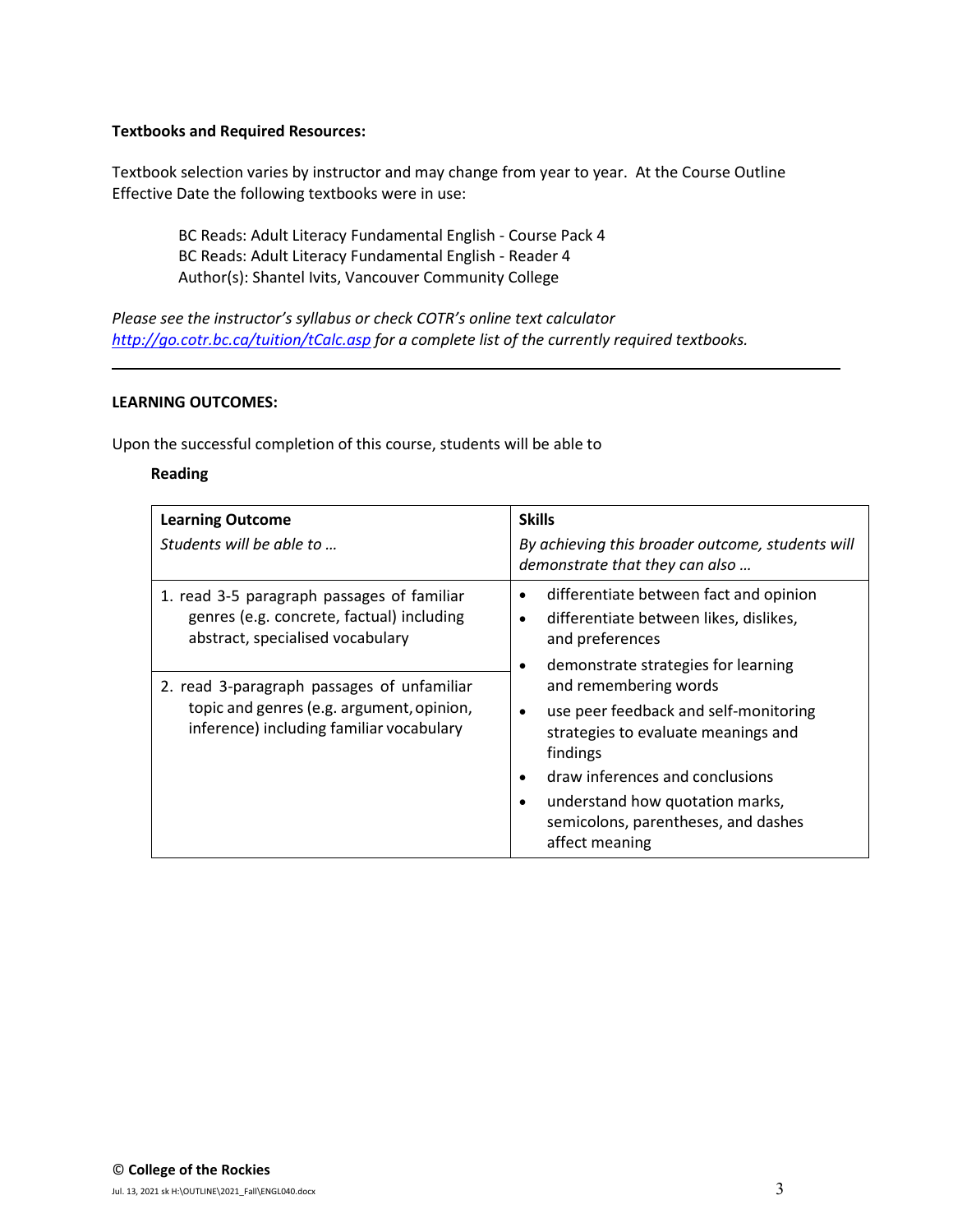**Textbooks and Required Resources:**

Textbook selection varies by instructor and may change from year to year. At the Course Outline Effective Date the following textbooks were in use:

> BC Reads: Adult Literacy Fundamental English - Course Pack 4
> BC Reads: Adult Literacy Fundamental English - Reader 4
> Author(s): Shantel Ivits, Vancouver Community College

*Please see the instructor's syllabus or check COTR's online text calculator [http://go.cotr.bc.ca/tuition/tCalc.asp](http://go.cotr.bc.ca/tuition/tCalc.asp) for a complete list of the currently required textbooks.*

---

**LEARNING OUTCOMES:**

Upon the successful completion of this course, students will be able to

**Reading**

| **Learning Outcome**<br>*Students will be able to …* | **Skills**<br>*By achieving this broader outcome, students will demonstrate that they can also …* |
|---|---|
| 1. read 3-5 paragraph passages of familiar genres (e.g. concrete, factual) including abstract, specialised vocabulary<br><br>2. read 3-paragraph passages of unfamiliar topic and genres (e.g. argument, opinion, inference) including familiar vocabulary | • differentiate between fact and opinion<br>• differentiate between likes, dislikes, and preferences<br>• demonstrate strategies for learning and remembering words<br>• use peer feedback and self-monitoring strategies to evaluate meanings and findings<br>• draw inferences and conclusions<br>• understand how quotation marks, semicolons, parentheses, and dashes affect meaning |

© **College of the Rockies**

Jul. 13, 2021 sk H:\OUTLINE\2021_Fall\ENGL040.docx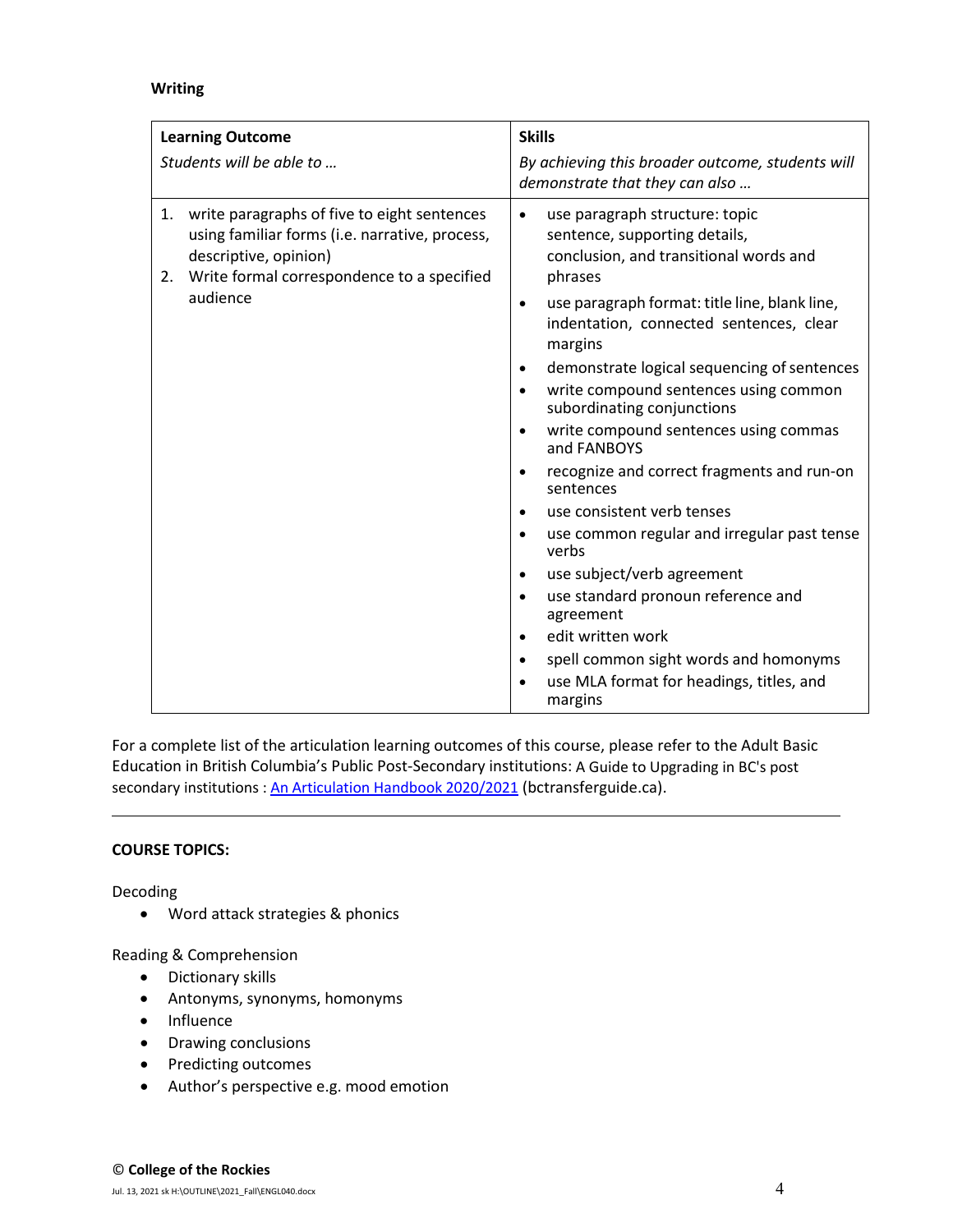**Writing**

| **Learning Outcome**<br>*Students will be able to …* | **Skills**<br>*By achieving this broader outcome, students will demonstrate that they can also …* |
|---|---|
| 1. write paragraphs of five to eight sentences using familiar forms (i.e. narrative, process, descriptive, opinion)<br>2. Write formal correspondence to a specified audience | • use paragraph structure: topic sentence, supporting details, conclusion, and transitional words and phrases<br>• use paragraph format: title line, blank line, indentation, connected sentences, clear margins<br>• demonstrate logical sequencing of sentences<br>• write compound sentences using common subordinating conjunctions<br>• write compound sentences using commas and FANBOYS<br>• recognize and correct fragments and run-on sentences<br>• use consistent verb tenses<br>• use common regular and irregular past tense verbs<br>• use subject/verb agreement<br>• use standard pronoun reference and agreement<br>• edit written work<br>• spell common sight words and homonyms<br>• use MLA format for headings, titles, and margins |

For a complete list of the articulation learning outcomes of this course, please refer to the Adult Basic Education in British Columbia's Public Post-Secondary institutions: A Guide to Upgrading in BC's post secondary institutions : An Articulation Handbook 2020/2021 (bctransferguide.ca).

---

**COURSE TOPICS:**

Decoding

- Word attack strategies & phonics

Reading & Comprehension

- Dictionary skills
- Antonyms, synonyms, homonyms
- Influence
- Drawing conclusions
- Predicting outcomes
- Author's perspective e.g. mood emotion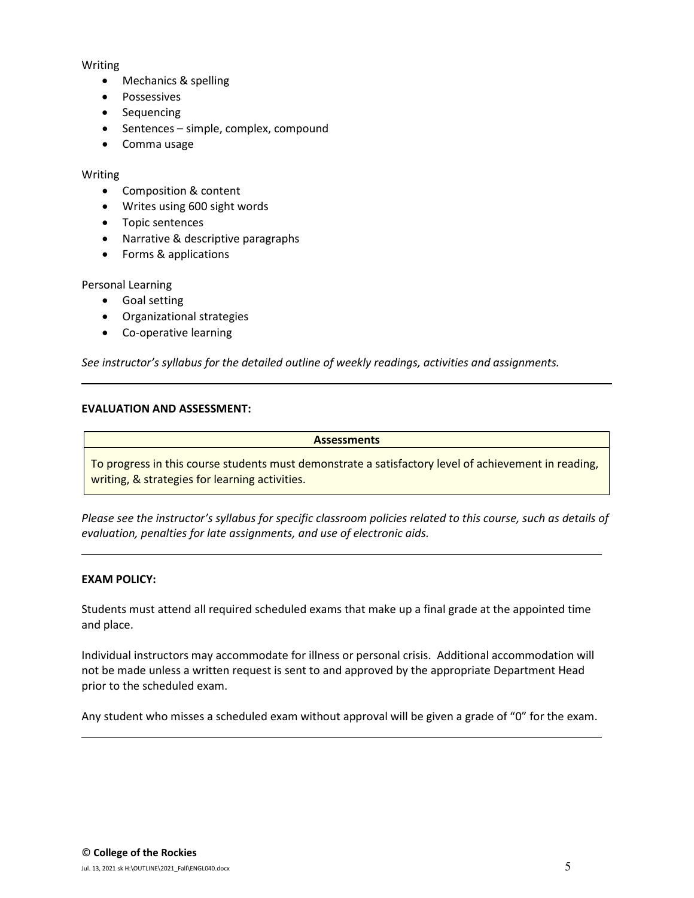Writing

- Mechanics & spelling
- Possessives
- Sequencing
- Sentences – simple, complex, compound
- Comma usage

Writing

- Composition & content
- Writes using 600 sight words
- Topic sentences
- Narrative & descriptive paragraphs
- Forms & applications

Personal Learning

- Goal setting
- Organizational strategies
- Co-operative learning

*See instructor's syllabus for the detailed outline of weekly readings, activities and assignments.*

---

**EVALUATION AND ASSESSMENT:**

| Assessments |
| --- |
| To progress in this course students must demonstrate a satisfactory level of achievement in reading, writing, & strategies for learning activities. |

*Please see the instructor's syllabus for specific classroom policies related to this course, such as details of evaluation, penalties for late assignments, and use of electronic aids.*

---

**EXAM POLICY:**

Students must attend all required scheduled exams that make up a final grade at the appointed time and place.

Individual instructors may accommodate for illness or personal crisis. Additional accommodation will not be made unless a written request is sent to and approved by the appropriate Department Head prior to the scheduled exam.

Any student who misses a scheduled exam without approval will be given a grade of "0" for the exam.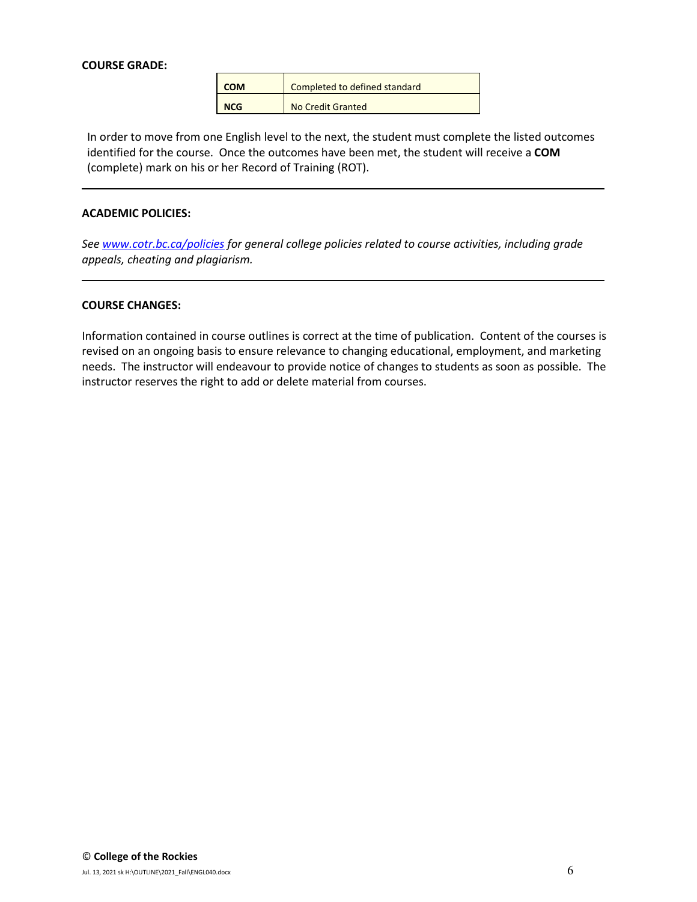**COURSE GRADE:**

| | |
|---|---|
| **COM** | Completed to defined standard |
| **NCG** | No Credit Granted |

In order to move from one English level to the next, the student must complete the listed outcomes identified for the course. Once the outcomes have been met, the student will receive a **COM** (complete) mark on his or her Record of Training (ROT).

**ACADEMIC POLICIES:**

*See [www.cotr.bc.ca/policies](www.cotr.bc.ca/policies) for general college policies related to course activities, including grade appeals, cheating and plagiarism.*

**COURSE CHANGES:**

Information contained in course outlines is correct at the time of publication. Content of the courses is revised on an ongoing basis to ensure relevance to changing educational, employment, and marketing needs. The instructor will endeavour to provide notice of changes to students as soon as possible. The instructor reserves the right to add or delete material from courses.